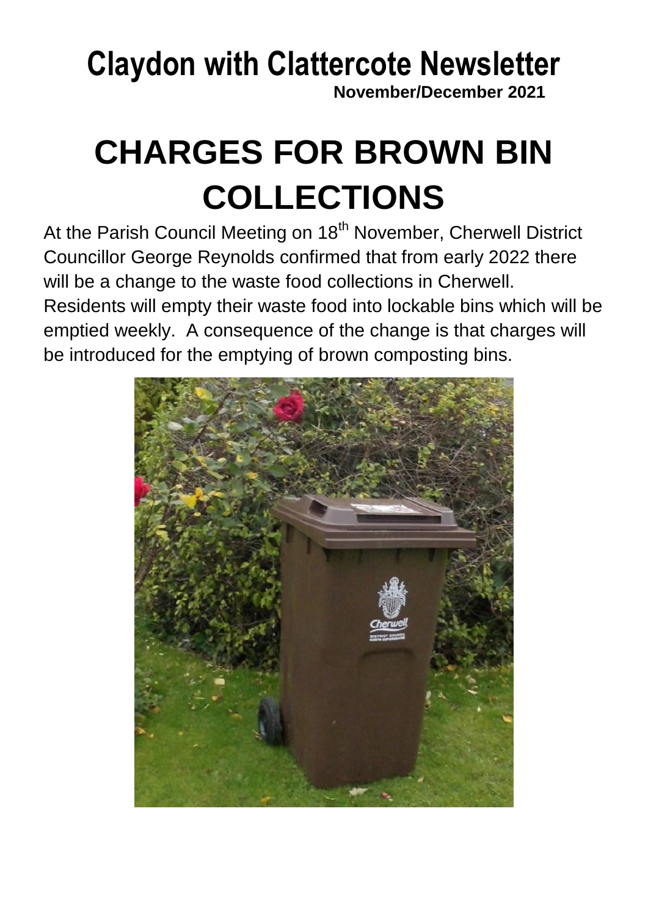# Claydon with Clattercote Newsletter

**November/December 2021**

# CHARGES FOR BROWN BIN COLLECTIONS

At the Parish Council Meeting on 18th November, Cherwell District Councillor George Reynolds confirmed that from early 2022 there will be a change to the waste food collections in Cherwell. Residents will empty their waste food into lockable bins which will be emptied weekly. A consequence of the change is that charges will be introduced for the emptying of brown composting bins.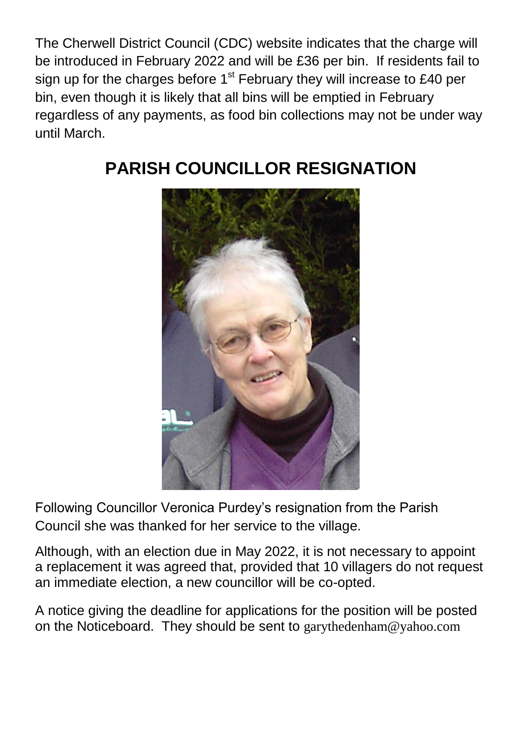The Cherwell District Council (CDC) website indicates that the charge will be introduced in February 2022 and will be £36 per bin. If residents fail to sign up for the charges before 1st February they will increase to £40 per bin, even though it is likely that all bins will be emptied in February regardless of any payments, as food bin collections may not be under way until March.

## PARISH COUNCILLOR RESIGNATION

Following Councillor Veronica Purdey's resignation from the Parish Council she was thanked for her service to the village.

Although, with an election due in May 2022, it is not necessary to appoint a replacement it was agreed that, provided that 10 villagers do not request an immediate election, a new councillor will be co-opted.

A notice giving the deadline for applications for the position will be posted on the Noticeboard. They should be sent to garythedenham@yahoo.com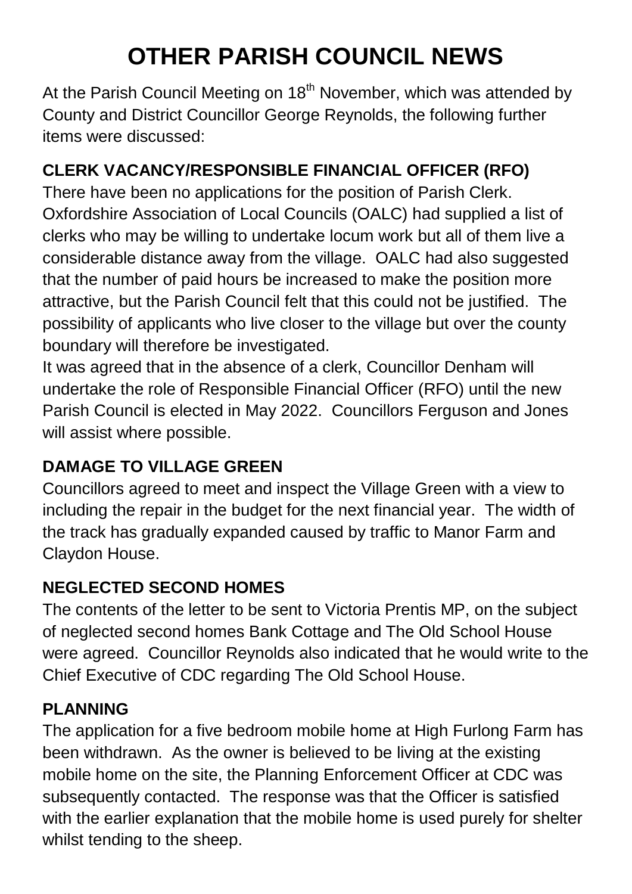# OTHER PARISH COUNCIL NEWS

At the Parish Council Meeting on 18th November, which was attended by County and District Councillor George Reynolds, the following further items were discussed:

## CLERK VACANCY/RESPONSIBLE FINANCIAL OFFICER (RFO)

There have been no applications for the position of Parish Clerk. Oxfordshire Association of Local Councils (OALC) had supplied a list of clerks who may be willing to undertake locum work but all of them live a considerable distance away from the village. OALC had also suggested that the number of paid hours be increased to make the position more attractive, but the Parish Council felt that this could not be justified. The possibility of applicants who live closer to the village but over the county boundary will therefore be investigated.

It was agreed that in the absence of a clerk, Councillor Denham will undertake the role of Responsible Financial Officer (RFO) until the new Parish Council is elected in May 2022. Councillors Ferguson and Jones will assist where possible.

## DAMAGE TO VILLAGE GREEN

Councillors agreed to meet and inspect the Village Green with a view to including the repair in the budget for the next financial year. The width of the track has gradually expanded caused by traffic to Manor Farm and Claydon House.

## NEGLECTED SECOND HOMES

The contents of the letter to be sent to Victoria Prentis MP, on the subject of neglected second homes Bank Cottage and The Old School House were agreed. Councillor Reynolds also indicated that he would write to the Chief Executive of CDC regarding The Old School House.

## PLANNING

The application for a five bedroom mobile home at High Furlong Farm has been withdrawn. As the owner is believed to be living at the existing mobile home on the site, the Planning Enforcement Officer at CDC was subsequently contacted. The response was that the Officer is satisfied with the earlier explanation that the mobile home is used purely for shelter whilst tending to the sheep.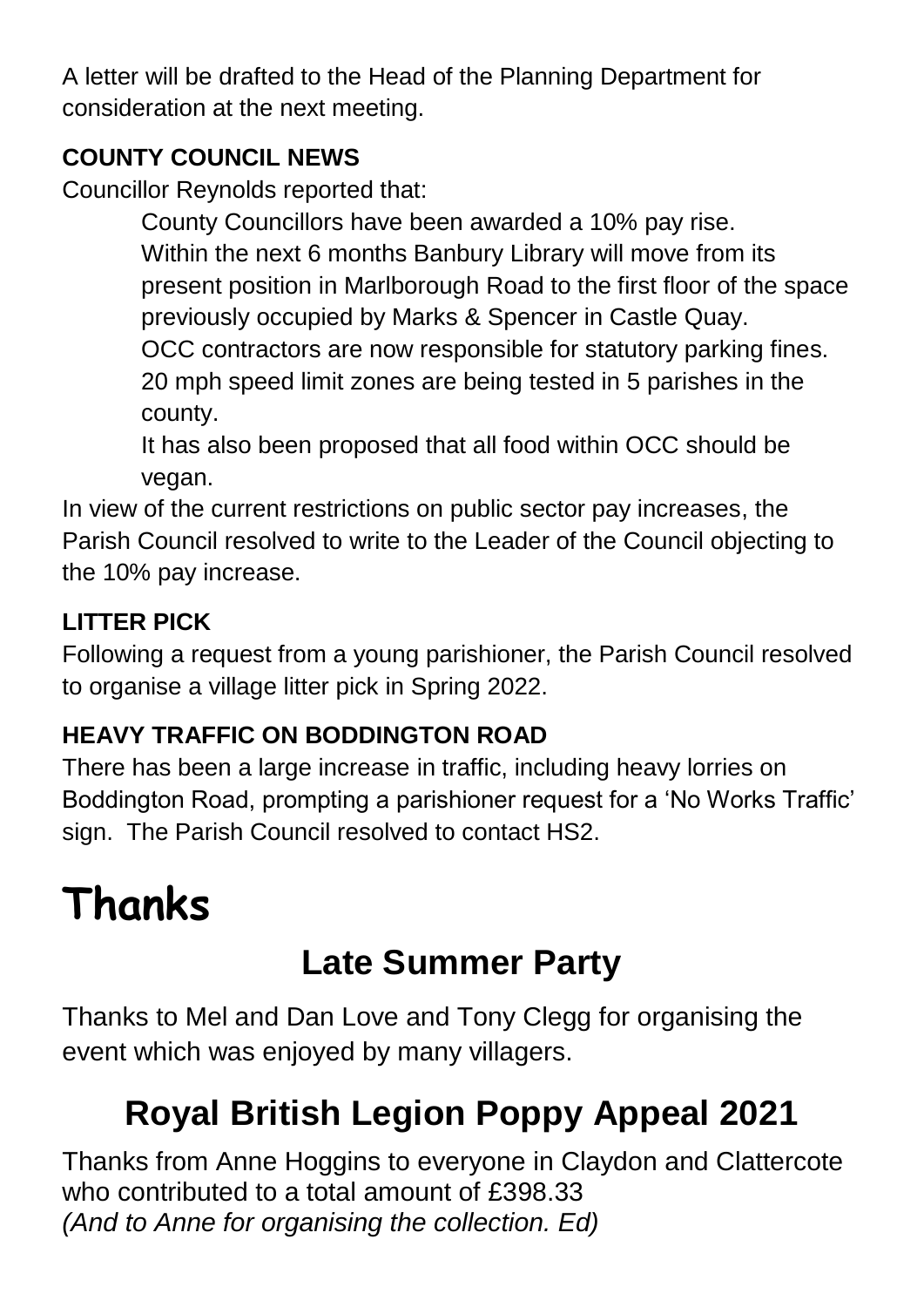A letter will be drafted to the Head of the Planning Department for consideration at the next meeting.

### COUNTY COUNCIL NEWS

Councillor Reynolds reported that:

> County Councillors have been awarded a 10% pay rise.
> Within the next 6 months Banbury Library will move from its present position in Marlborough Road to the first floor of the space previously occupied by Marks & Spencer in Castle Quay.
> OCC contractors are now responsible for statutory parking fines.
> 20 mph speed limit zones are being tested in 5 parishes in the county.
> It has also been proposed that all food within OCC should be vegan.

In view of the current restrictions on public sector pay increases, the Parish Council resolved to write to the Leader of the Council objecting to the 10% pay increase.

### LITTER PICK

Following a request from a young parishioner, the Parish Council resolved to organise a village litter pick in Spring 2022.

### HEAVY TRAFFIC ON BODDINGTON ROAD

There has been a large increase in traffic, including heavy lorries on Boddington Road, prompting a parishioner request for a 'No Works Traffic' sign. The Parish Council resolved to contact HS2.

# Thanks

## Late Summer Party

Thanks to Mel and Dan Love and Tony Clegg for organising the event which was enjoyed by many villagers.

## Royal British Legion Poppy Appeal 2021

Thanks from Anne Hoggins to everyone in Claydon and Clattercote who contributed to a total amount of £398.33
*(And to Anne for organising the collection. Ed)*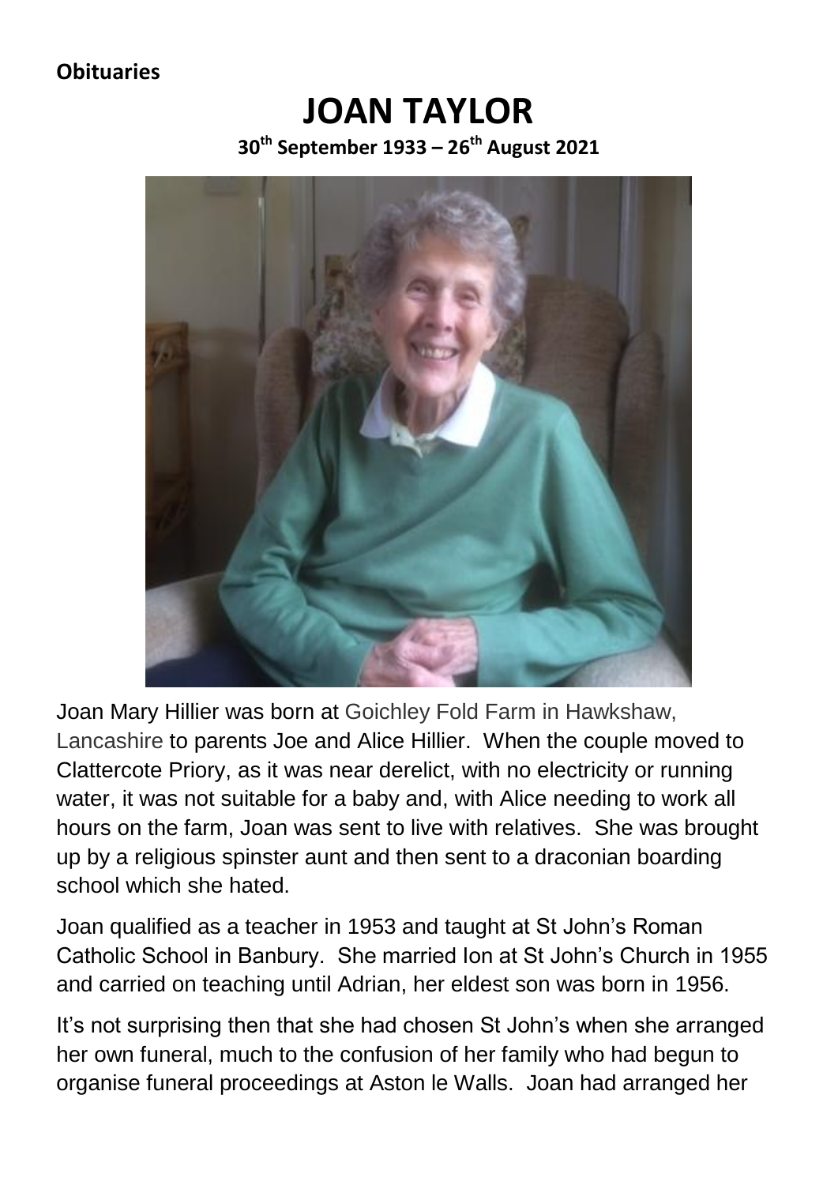**Obituaries**

# JOAN TAYLOR

**30th September 1933 – 26th August 2021**

Joan Mary Hillier was born at Goichley Fold Farm in Hawkshaw, Lancashire to parents Joe and Alice Hillier. When the couple moved to Clattercote Priory, as it was near derelict, with no electricity or running water, it was not suitable for a baby and, with Alice needing to work all hours on the farm, Joan was sent to live with relatives. She was brought up by a religious spinster aunt and then sent to a draconian boarding school which she hated.

Joan qualified as a teacher in 1953 and taught at St John's Roman Catholic School in Banbury. She married Ion at St John's Church in 1955 and carried on teaching until Adrian, her eldest son was born in 1956.

It's not surprising then that she had chosen St John's when she arranged her own funeral, much to the confusion of her family who had begun to organise funeral proceedings at Aston le Walls. Joan had arranged her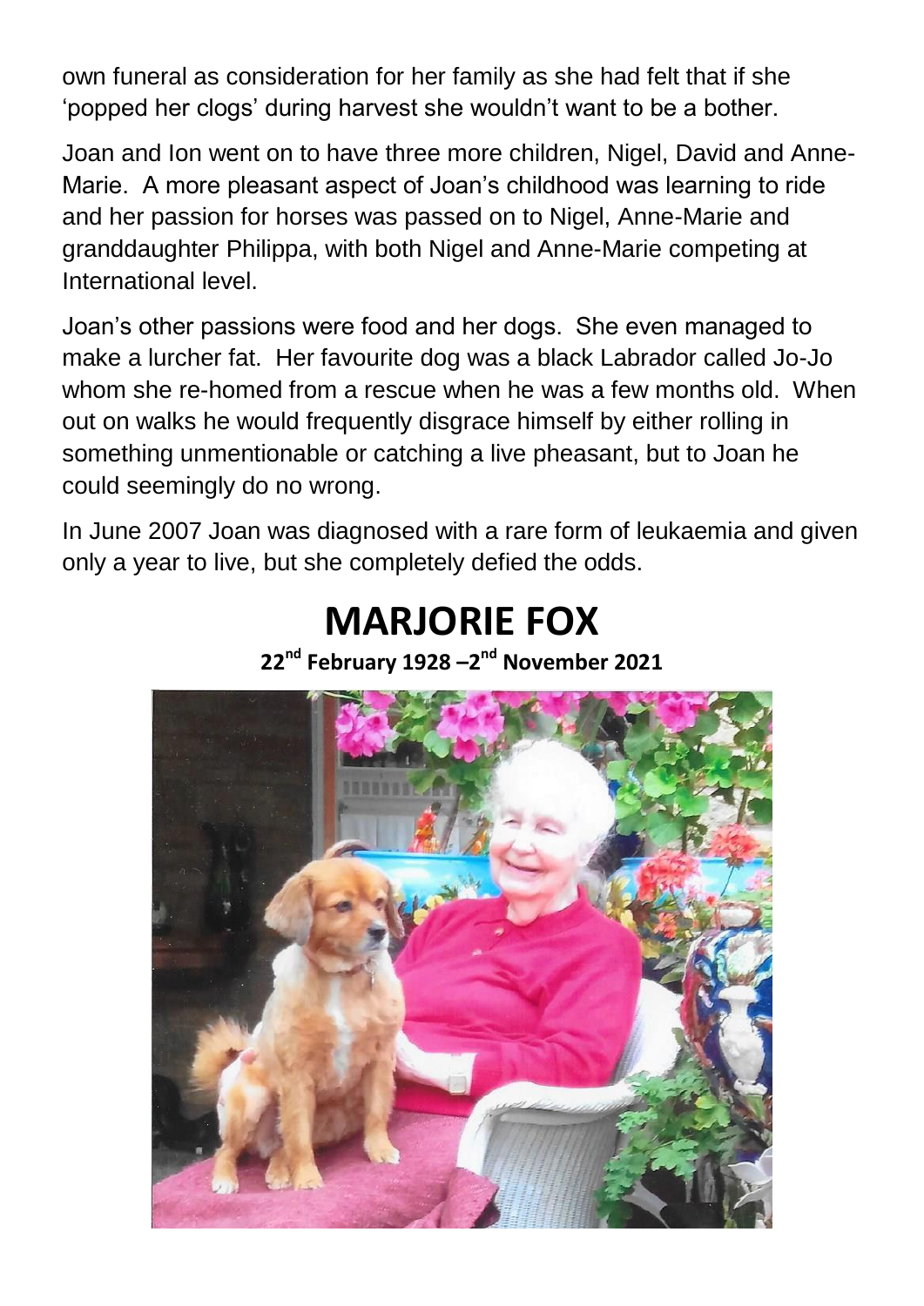own funeral as consideration for her family as she had felt that if she 'popped her clogs' during harvest she wouldn't want to be a bother.

Joan and Ion went on to have three more children, Nigel, David and Anne-Marie. A more pleasant aspect of Joan's childhood was learning to ride and her passion for horses was passed on to Nigel, Anne-Marie and granddaughter Philippa, with both Nigel and Anne-Marie competing at International level.

Joan's other passions were food and her dogs. She even managed to make a lurcher fat. Her favourite dog was a black Labrador called Jo-Jo whom she re-homed from a rescue when he was a few months old. When out on walks he would frequently disgrace himself by either rolling in something unmentionable or catching a live pheasant, but to Joan he could seemingly do no wrong.

In June 2007 Joan was diagnosed with a rare form of leukaemia and given only a year to live, but she completely defied the odds.

# MARJORIE FOX

**22nd February 1928 –2nd November 2021**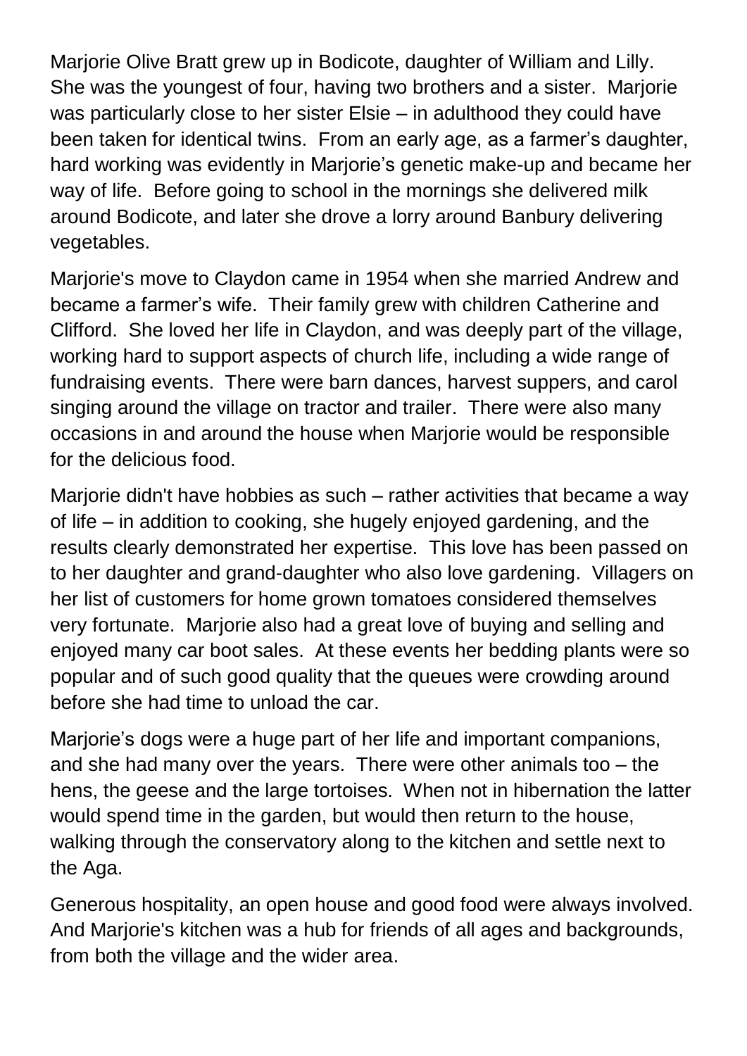Marjorie Olive Bratt grew up in Bodicote, daughter of William and Lilly. She was the youngest of four, having two brothers and a sister. Marjorie was particularly close to her sister Elsie – in adulthood they could have been taken for identical twins. From an early age, as a farmer's daughter, hard working was evidently in Marjorie's genetic make-up and became her way of life. Before going to school in the mornings she delivered milk around Bodicote, and later she drove a lorry around Banbury delivering vegetables.

Marjorie's move to Claydon came in 1954 when she married Andrew and became a farmer's wife. Their family grew with children Catherine and Clifford. She loved her life in Claydon, and was deeply part of the village, working hard to support aspects of church life, including a wide range of fundraising events. There were barn dances, harvest suppers, and carol singing around the village on tractor and trailer. There were also many occasions in and around the house when Marjorie would be responsible for the delicious food.

Marjorie didn't have hobbies as such – rather activities that became a way of life – in addition to cooking, she hugely enjoyed gardening, and the results clearly demonstrated her expertise. This love has been passed on to her daughter and grand-daughter who also love gardening. Villagers on her list of customers for home grown tomatoes considered themselves very fortunate. Marjorie also had a great love of buying and selling and enjoyed many car boot sales. At these events her bedding plants were so popular and of such good quality that the queues were crowding around before she had time to unload the car.

Marjorie's dogs were a huge part of her life and important companions, and she had many over the years. There were other animals too – the hens, the geese and the large tortoises. When not in hibernation the latter would spend time in the garden, but would then return to the house, walking through the conservatory along to the kitchen and settle next to the Aga.

Generous hospitality, an open house and good food were always involved. And Marjorie's kitchen was a hub for friends of all ages and backgrounds, from both the village and the wider area.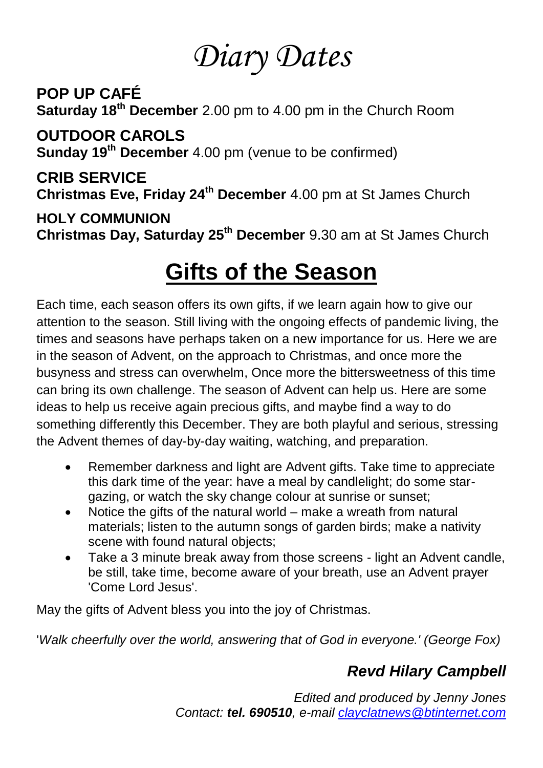# *Diary Dates*

**POP UP CAFÉ**
**Saturday 18th December** 2.00 pm to 4.00 pm in the Church Room

**OUTDOOR CAROLS**
**Sunday 19th December** 4.00 pm (venue to be confirmed)

**CRIB SERVICE**
**Christmas Eve, Friday 24th December** 4.00 pm at St James Church

**HOLY COMMUNION**
**Christmas Day, Saturday 25th December** 9.30 am at St James Church

# Gifts of the Season

Each time, each season offers its own gifts, if we learn again how to give our attention to the season. Still living with the ongoing effects of pandemic living, the times and seasons have perhaps taken on a new importance for us. Here we are in the season of Advent, on the approach to Christmas, and once more the busyness and stress can overwhelm, Once more the bittersweetness of this time can bring its own challenge. The season of Advent can help us. Here are some ideas to help us receive again precious gifts, and maybe find a way to do something differently this December. They are both playful and serious, stressing the Advent themes of day-by-day waiting, watching, and preparation.

- Remember darkness and light are Advent gifts. Take time to appreciate this dark time of the year: have a meal by candlelight; do some star-gazing, or watch the sky change colour at sunrise or sunset;
- Notice the gifts of the natural world – make a wreath from natural materials; listen to the autumn songs of garden birds; make a nativity scene with found natural objects;
- Take a 3 minute break away from those screens - light an Advent candle, be still, take time, become aware of your breath, use an Advent prayer 'Come Lord Jesus'.

May the gifts of Advent bless you into the joy of Christmas.

'*Walk cheerfully over the world, answering that of God in everyone.' (George Fox)*

***Revd Hilary Campbell***

*Edited and produced by Jenny Jones*
*Contact: **tel. 690510**, e-mail clayclatnews@btinternet.com*